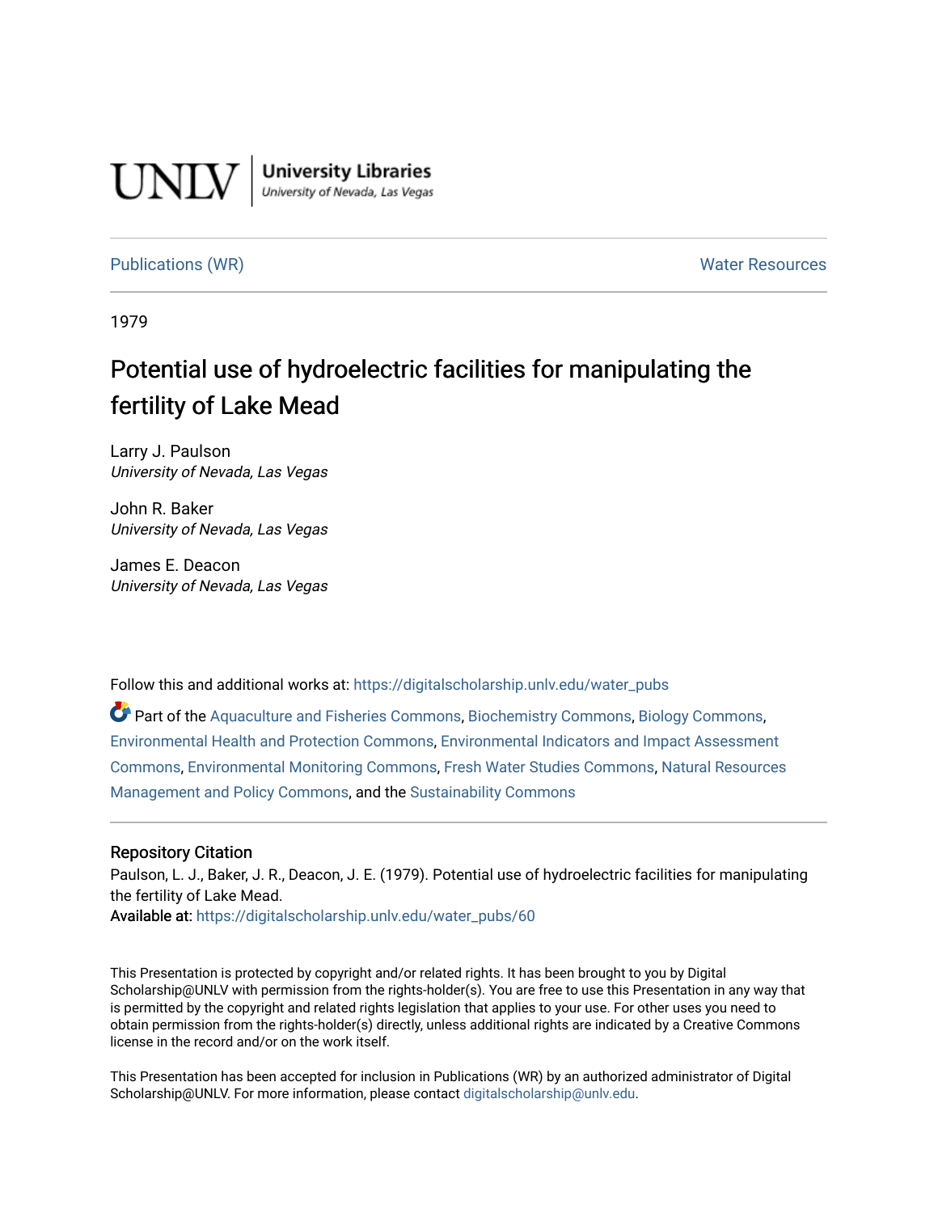UNLV | University Libraries
University of Nevada, Las Vegas

Publications (WR) Water Resources

1979

# Potential use of hydroelectric facilities for manipulating the fertility of Lake Mead

Larry J. Paulson
*University of Nevada, Las Vegas*

John R. Baker
*University of Nevada, Las Vegas*

James E. Deacon
*University of Nevada, Las Vegas*

Follow this and additional works at: https://digitalscholarship.unlv.edu/water_pubs

Part of the Aquaculture and Fisheries Commons, Biochemistry Commons, Biology Commons, Environmental Health and Protection Commons, Environmental Indicators and Impact Assessment Commons, Environmental Monitoring Commons, Fresh Water Studies Commons, Natural Resources Management and Policy Commons, and the Sustainability Commons

## Repository Citation

Paulson, L. J., Baker, J. R., Deacon, J. E. (1979). Potential use of hydroelectric facilities for manipulating the fertility of Lake Mead.
**Available at:** https://digitalscholarship.unlv.edu/water_pubs/60

This Presentation is protected by copyright and/or related rights. It has been brought to you by Digital Scholarship@UNLV with permission from the rights-holder(s). You are free to use this Presentation in any way that is permitted by the copyright and related rights legislation that applies to your use. For other uses you need to obtain permission from the rights-holder(s) directly, unless additional rights are indicated by a Creative Commons license in the record and/or on the work itself.

This Presentation has been accepted for inclusion in Publications (WR) by an authorized administrator of Digital Scholarship@UNLV. For more information, please contact digitalscholarship@unlv.edu.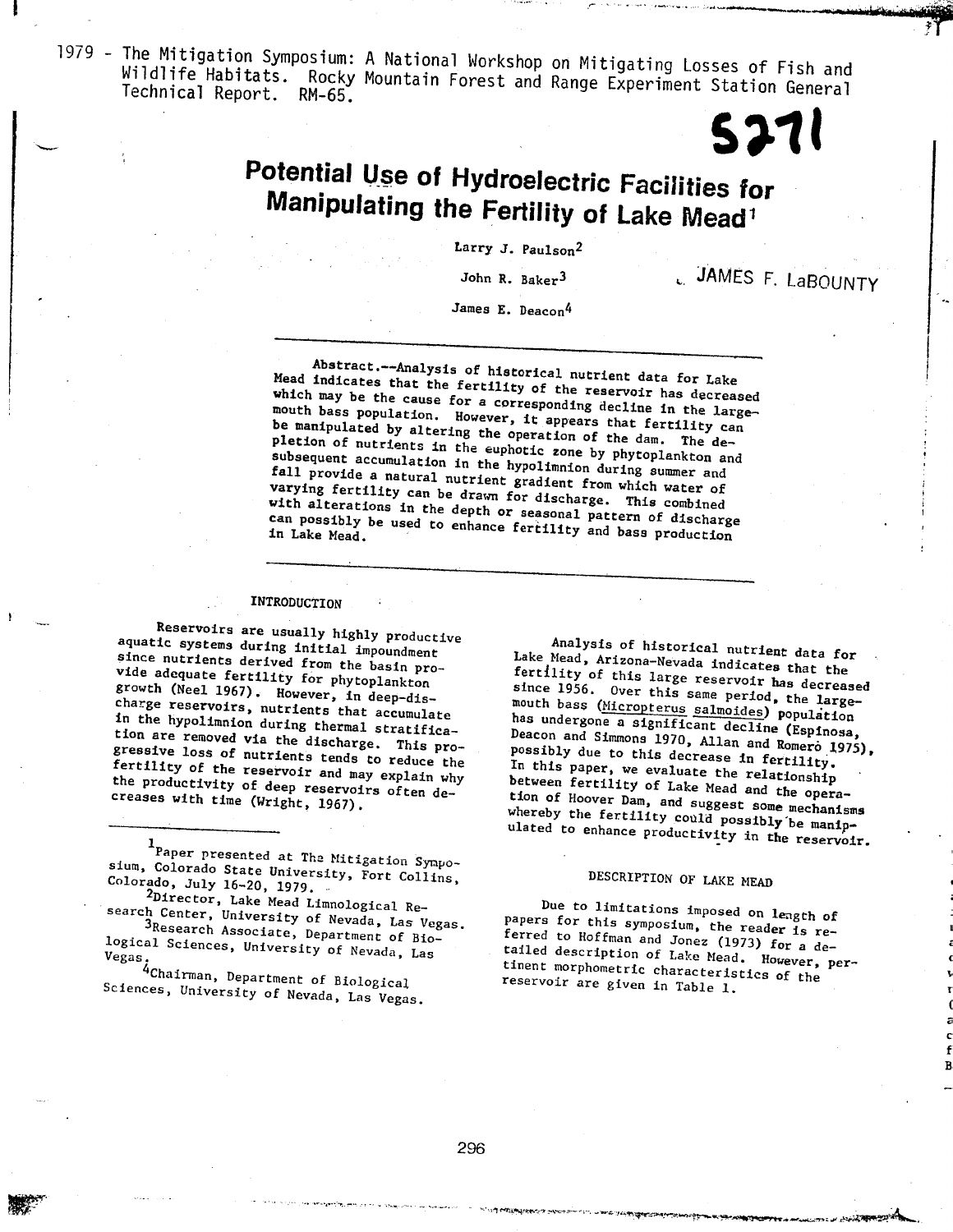1979 - The Mitigation Symposium: A National Workshop on Mitigating Losses of Fish and Wildlife Habitats. Rocky Mountain Forest and Range Experiment Station General Technical Report. RM-65.

5271

# Potential Use of Hydroelectric Facilities for Manipulating the Fertility of Lake Mead[1]

Larry J. Paulson[2]

John R. Baker[3]

James E. Deacon[4]

JAMES F. LaBOUNTY

Abstract.--Analysis of historical nutrient data for Lake Mead indicates that the fertility of the reservoir has decreased which may be the cause for a corresponding decline in the largemouth bass population. However, it appears that fertility can be manipulated by altering the operation of the dam. The depletion of nutrients in the euphotic zone by phytoplankton and subsequent accumulation in the hypolimnion during summer and fall provide a natural nutrient gradient from which water of varying fertility can be drawn for discharge. This combined with alterations in the depth or seasonal pattern of discharge can possibly be used to enhance fertility and bass production in Lake Mead.

## INTRODUCTION

Reservoirs are usually highly productive aquatic systems during initial impoundment since nutrients derived from the basin provide adequate fertility for phytoplankton growth (Neel 1967). However, in deep-discharge reservoirs, nutrients that accumulate in the hypolimnion during thermal stratification are removed via the discharge. This progressive loss of nutrients tends to reduce the fertility of the reservoir and may explain why the productivity of deep reservoirs often decreases with time (Wright, 1967).

Analysis of historical nutrient data for Lake Mead, Arizona-Nevada indicates that the fertility of this large reservoir has decreased since 1956. Over this same period, the largemouth bass (Micropterus salmoides) population has undergone a significant decline (Espinosa, Deacon and Simmons 1970, Allan and Romero 1975), possibly due to this decrease in fertility. In this paper, we evaluate the relationship between fertility of Lake Mead and the operation of Hoover Dam, and suggest some mechanisms whereby the fertility could possibly be manipulated to enhance productivity in the reservoir.

## DESCRIPTION OF LAKE MEAD

Due to limitations imposed on length of papers for this symposium, the reader is referred to Hoffman and Jonez (1973) for a detailed description of Lake Mead. However, pertinent morphometric characteristics of the reservoir are given in Table 1.

---

[1] Paper presented at The Mitigation Symposium, Colorado State University, Fort Collins, Colorado, July 16-20, 1979.

[2] Director, Lake Mead Limnological Research Center, University of Nevada, Las Vegas.

[3] Research Associate, Department of Biological Sciences, University of Nevada, Las Vegas.

[4] Chairman, Department of Biological Sciences, University of Nevada, Las Vegas.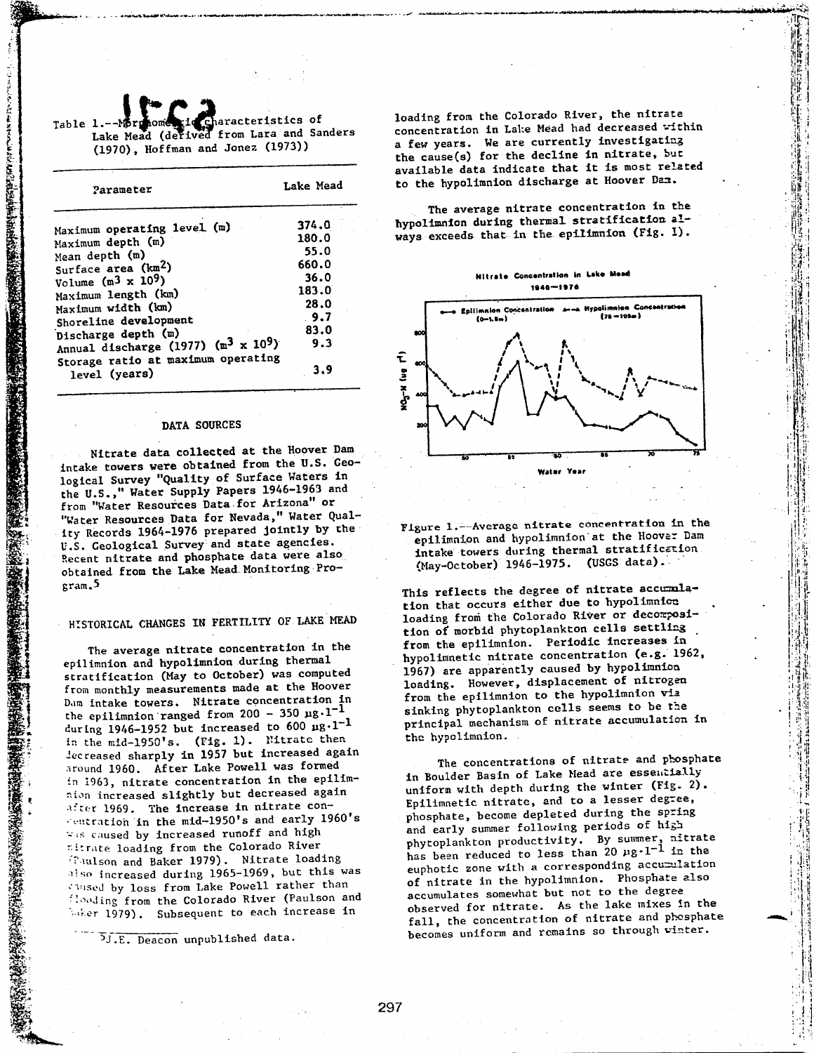Table 1.--Morphometric characteristics of Lake Mead (derived from Lara and Sanders (1970), Hoffman and Jonez (1973))

| Parameter | Lake Mead |
|---|---|
| Maximum operating level (m) | 374.0 |
| Maximum depth (m) | 180.0 |
| Mean depth (m) | 55.0 |
| Surface area ($km^2$) | 660.0 |
| Volume ($m^3 \times 10^9$) | 36.0 |
| Maximum length (km) | 183.0 |
| Maximum width (km) | 28.0 |
| Shoreline development | 9.7 |
| Discharge depth (m) | 83.0 |
| Annual discharge (1977) ($m^3 \times 10^9$) | 9.3 |
| Storage ratio at maximum operating level (years) | 3.9 |

## DATA SOURCES

Nitrate data collected at the Hoover Dam intake towers were obtained from the U.S. Geological Survey "Quality of Surface Waters in the U.S.," Water Supply Papers 1946-1963 and from "Water Resources Data for Arizona" or "Water Resources Data for Nevada," Water Quality Records 1964-1976 prepared jointly by the U.S. Geological Survey and state agencies. Recent nitrate and phosphate data were also obtained from the Lake Mead Monitoring Program.[5]

## HISTORICAL CHANGES IN FERTILITY OF LAKE MEAD

The average nitrate concentration in the epilimnion and hypolimnion during thermal stratification (May to October) was computed from monthly measurements made at the Hoover Dam intake towers. Nitrate concentration in the epilimnion ranged from 200 - 350 $\mu g \cdot l^{-1}$ during 1946-1952 but increased to 600 $\mu g \cdot l^{-1}$ in the mid-1950's. (Fig. 1). Nitrate then decreased sharply in 1957 but increased again around 1960. After Lake Powell was formed in 1963, nitrate concentration in the epilimnion increased slightly but decreased again after 1969. The increase in nitrate concentration in the mid-1950's and early 1960's was caused by increased runoff and high nitrate loading from the Colorado River (Paulson and Baker 1979). Nitrate loading also increased during 1965-1969, but this was caused by loss from Lake Powell rather than flooding from the Colorado River (Paulson and Baker 1979). Subsequent to each increase in loading from the Colorado River, the nitrate concentration in Lake Mead had decreased within a few years. We are currently investigating the cause(s) for the decline in nitrate, but available data indicate that it is most related to the hypolimnion discharge at Hoover Dam.

[5] J.E. Deacon unpublished data.

The average nitrate concentration in the hypolimnion during thermal stratification always exceeds that in the epilimnion (Fig. 1).

Figure 1.--Average nitrate concentration in the epilimnion and hypolimnion at the Hoover Dam intake towers during thermal stratification (May-October) 1946-1975. (USGS data).

This reflects the degree of nitrate accumulation that occurs either due to hypolimnion loading from the Colorado River or decomposition of morbid phytoplankton cells settling from the epilimnion. Periodic increases in hypolimnetic nitrate concentration (e.g. 1962, 1967) are apparently caused by hypolimnion loading. However, displacement of nitrogen from the epilimnion to the hypolimnion via sinking phytoplankton cells seems to be the principal mechanism of nitrate accumulation in the hypolimnion.

The concentrations of nitrate and phosphate in Boulder Basin of Lake Mead are essentially uniform with depth during the winter (Fig. 2). Epilimnetic nitrate, and to a lesser degree, phosphate, become depleted during the spring and early summer following periods of high phytoplankton productivity. By summer, nitrate has been reduced to less than 20 $\mu g \cdot l^{-1}$ in the euphotic zone with a corresponding accumulation of nitrate in the hypolimnion. Phosphate also accumulates somewhat but not to the degree observed for nitrate. As the lake mixes in the fall, the concentration of nitrate and phosphate becomes uniform and remains so through winter.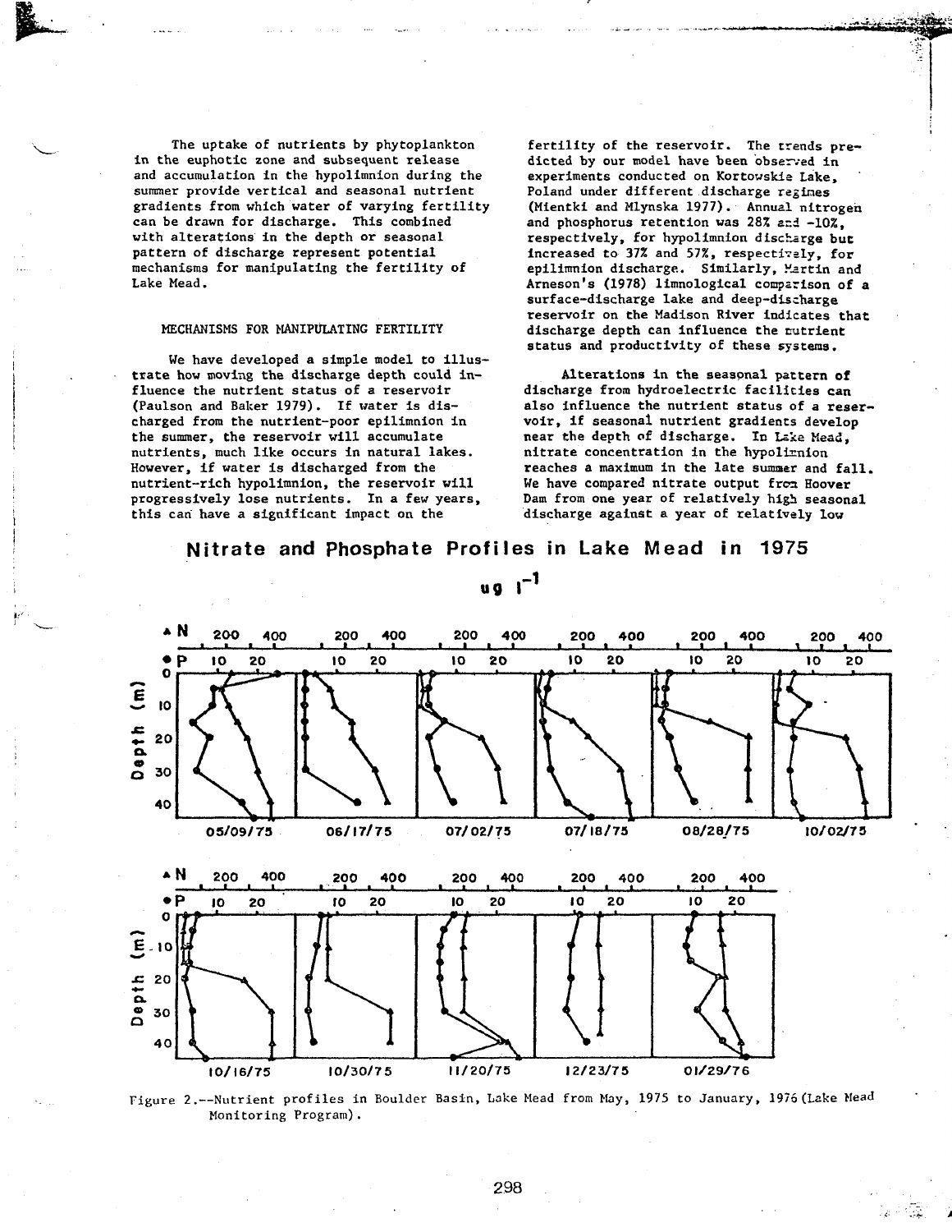The uptake of nutrients by phytoplankton in the euphotic zone and subsequent release and accumulation in the hypolimnion during the summer provide vertical and seasonal nutrient gradients from which water of varying fertility can be drawn for discharge. This combined with alterations in the depth or seasonal pattern of discharge represent potential mechanisms for manipulating the fertility of Lake Mead.

## MECHANISMS FOR MANIPULATING FERTILITY

We have developed a simple model to illustrate how moving the discharge depth could influence the nutrient status of a reservoir (Paulson and Baker 1979). If water is discharged from the nutrient-poor epilimnion in the summer, the reservoir will accumulate nutrients, much like occurs in natural lakes. However, if water is discharged from the nutrient-rich hypolimnion, the reservoir will progressively lose nutrients. In a few years, this can have a significant impact on the fertility of the reservoir. The trends predicted by our model have been observed in experiments conducted on Kortowskie Lake, Poland under different discharge regimes (Mientki and Mlynska 1977). Annual nitrogen and phosphorus retention was 28% and -10%, respectively, for hypolimnion discharge but increased to 37% and 57%, respectively, for epilimnion discharge. Similarly, Martin and Arneson's (1978) limnological comparison of a surface-discharge lake and deep-discharge reservoir on the Madison River indicates that discharge depth can influence the nutrient status and productivity of these systems.

Alterations in the seasonal pattern of discharge from hydroelectric facilities can also influence the nutrient status of a reservoir, if seasonal nutrient gradients develop near the depth of discharge. In Lake Mead, nitrate concentration in the hypolimnion reaches a maximum in the late summer and fall. We have compared nitrate output from Hoover Dam from one year of relatively high seasonal discharge against a year of relatively low

**Nitrate and Phosphate Profiles in Lake Mead in 1975**

Figure 2.--Nutrient profiles in Boulder Basin, Lake Mead from May, 1975 to January, 1976 (Lake Mead Monitoring Program).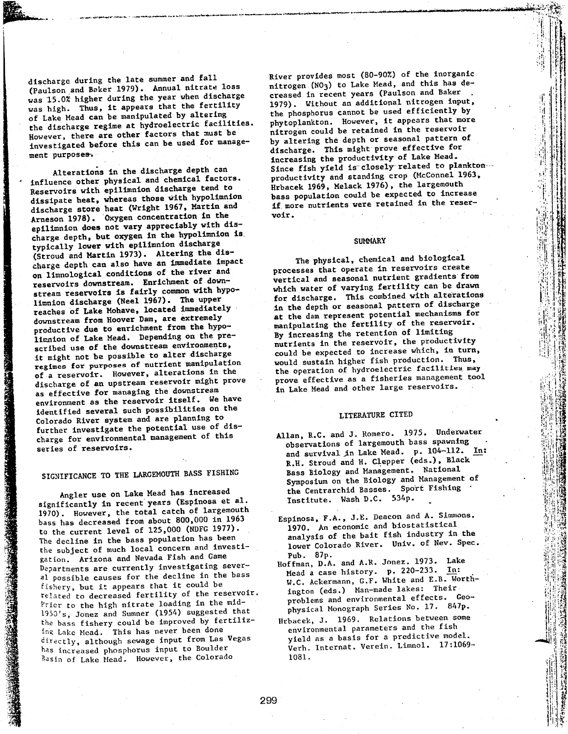discharge during the late summer and fall (Paulson and Baker 1979). Annual nitrate loss was 15.0% higher during the year when discharge was high. Thus, it appears that the fertility of Lake Mead can be manipulated by altering the discharge regime at hydroelectric facilities. However, there are other factors that must be investigated before this can be used for management purposes.

Alterations in the discharge depth can influence other physical and chemical factors. Reservoirs with epilimnion discharge tend to dissipate heat, whereas those with hypolimnion discharge store heat (Wright 1967, Martin and Arneson 1978). Oxygen concentration in the epilimnion does not vary appreciably with discharge depth, but oxygen in the hypolimnion is typically lower with epilimnion discharge (Stroud and Martin 1973). Altering the discharge depth can also have an immediate impact on limnological conditions of the river and reservoirs downstream. Enrichment of downstream reservoirs is fairly common with hypolimnion discharge (Neel 1967). The upper reaches of Lake Mohave, located immediately downstream from Hoover Dam, are extremely productive due to enrichment from the hypolimnion of Lake Mead. Depending on the prescribed use of the downstream environments, it might not be possible to alter discharge regimes for purposes of nutrient manipulation of a reservoir. However, alterations in the discharge of an upstream reservoir might prove as effective for managing the downstream environment as the reservoir itself. We have identified several such possibilities on the Colorado River system and are planning to further investigate the potential use of discharge for environmental management of this series of reservoirs.

## SIGNIFICANCE TO THE LARGEMOUTH BASS FISHING

Angler use on Lake Mead has increased significantly in recent years (Espinosa et al. 1970). However, the total catch of largemouth bass has decreased from about 800,000 in 1963 to the current level of 125,000 (NDFG 1977). The decline in the bass population has been the subject of much local concern and investigation. Arizona and Nevada Fish and Game Departments are currently investigating several possible causes for the decline in the bass fishery, but it appears that it could be related to decreased fertility of the reservoir. Prior to the high nitrate loading in the mid-1950's, Jonez and Sumner (1954) suggested that the bass fishery could be improved by fertilizing Lake Mead. This has never been done directly, although sewage input from Las Vegas has increased phosphorus input to Boulder Basin of Lake Mead. However, the Colorado River provides most (80-90%) of the inorganic nitrogen ($NO_3$) to Lake Mead, and this has decreased in recent years (Paulson and Baker 1979). Without an additional nitrogen input, the phosphorus cannot be used efficiently by phytoplankton. However, it appears that more nitrogen could be retained in the reservoir by altering the depth or seasonal pattern of discharge. This might prove effective for increasing the productivity of Lake Mead. Since fish yield is closely related to plankton productivity and standing crop (McConnel 1963, Hrbacek 1969, Melack 1976), the largemouth bass population could be expected to increase if more nutrients were retained in the reservoir.

## SUMMARY

The physical, chemical and biological processes that operate in reservoirs create vertical and seasonal nutrient gradients from which water of varying fertility can be drawn for discharge. This combined with alterations in the depth or seasonal pattern of discharge at the dam represent potential mechanisms for manipulating the fertility of the reservoir. By increasing the retention of limiting nutrients in the reservoir, the productivity could be expected to increase which, in turn, would sustain higher fish production. Thus, the operation of hydroelectric facilities may prove effective as a fisheries management tool in Lake Mead and other large reservoirs.

## LITERATURE CITED

Allan, R.C. and J. Romero. 1975. Underwater observations of largemouth bass spawning and survival in Lake Mead. p. 104-112. In: R.H. Stroud and H. Clepper (eds.), Black Bass Biology and Management. National Symposium on the Biology and Management of the Centrarchid Basses. Sport Fishing Institute. Wash D.C. 534p.

Espinosa, F.A., J.E. Deacon and A. Simmons. 1970. An economic and biostatistical analysis of the bait fish industry in the lower Colorado River. Univ. of Nev. Spec. Pub. 87p.

Hoffman, D.A. and A.R. Jonez. 1973. Lake Mead a case history. p. 220-233. In: W.C. Ackermann, G.F. White and E.B. Worthington (eds.) Man-made lakes: Their problems and environmental effects. Geophysical Monograph Series No. 17. 847p.

Hrbacek, J. 1969. Relations between some environmental parameters and the fish yield as a basis for a predictive model. Verh. Internat. Verein. Limnol. 17:1069-1081.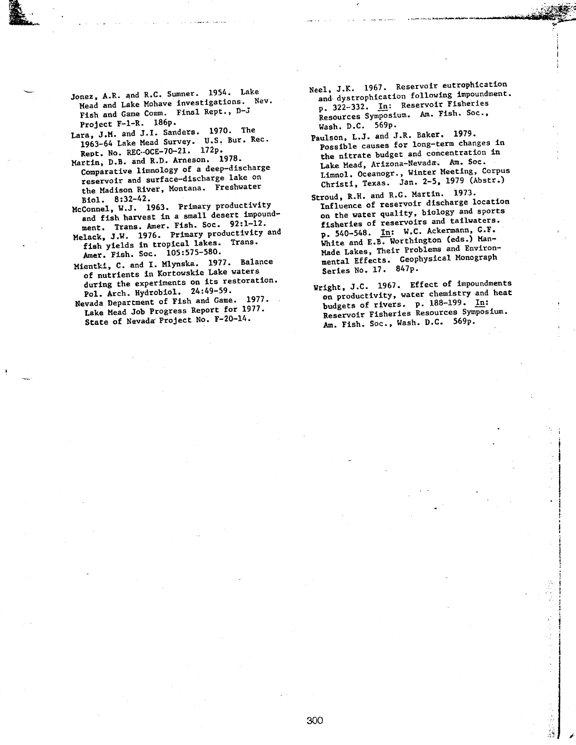Jonez, A.R. and R.C. Sumner. 1954. Lake Mead and Lake Mohave investigations. Nev. Fish and Game Comm. Final Rept., D-J Project F-1-R. 186p.

Lara, J.M. and J.I. Sanders. 1970. The 1963-64 Lake Mead Survey. U.S. Bur. Rec. Rept. No. REC-OCE-70-21. 172p.

Martin, D.B. and R.D. Arneson. 1978. Comparative limnology of a deep-discharge reservoir and surface-discharge lake on the Madison River, Montana. Freshwater Biol. 8:32-42.

McConnel, W.J. 1963. Primary productivity and fish harvest in a small desert impoundment. Trans. Amer. Fish. Soc. 92:1-12.

Melack, J.W. 1976. Primary productivity and fish yields in tropical lakes. Trans. Amer. Fish. Soc. 105:575-580.

Mientki, C. and I. Mlynska. 1977. Balance of nutrients in Kortowskie Lake waters during the experiments on its restoration. Pol. Arch. Hydrobiol. 24:49-59.

Nevada Department of Fish and Game. 1977. Lake Mead Job Progress Report for 1977. State of Nevada Project No. F-20-14.

Neel, J.K. 1967. Reservoir eutrophication and dystrophication following impoundment. p. 322-332. In: Reservoir Fisheries Resources Symposium. Am. Fish. Soc., Wash. D.C. 569p.

Paulson, L.J. and J.R. Baker. 1979. Possible causes for long-term changes in the nitrate budget and concentration in Lake Mead, Arizona-Nevada. Am. Soc. Limnol. Oceanogr., Winter Meeting, Corpus Christi, Texas. Jan. 2-5, 1979 (Abstr.)

Stroud, R.H. and R.G. Martin. 1973. Influence of reservoir discharge location on the water quality, biology and sports fisheries of reservoirs and tailwaters. p. 540-548. In: W.C. Ackermann, G.F. White and E.B. Worthington (eds.) Man-Made Lakes, Their Problems and Environmental Effects. Geophysical Monograph Series No. 17. 847p.

Wright, J.C. 1967. Effect of impoundments on productivity, water chemistry and heat budgets of rivers. p. 188-199. In: Reservoir Fisheries Resources Symposium. Am. Fish. Soc., Wash. D.C. 569p.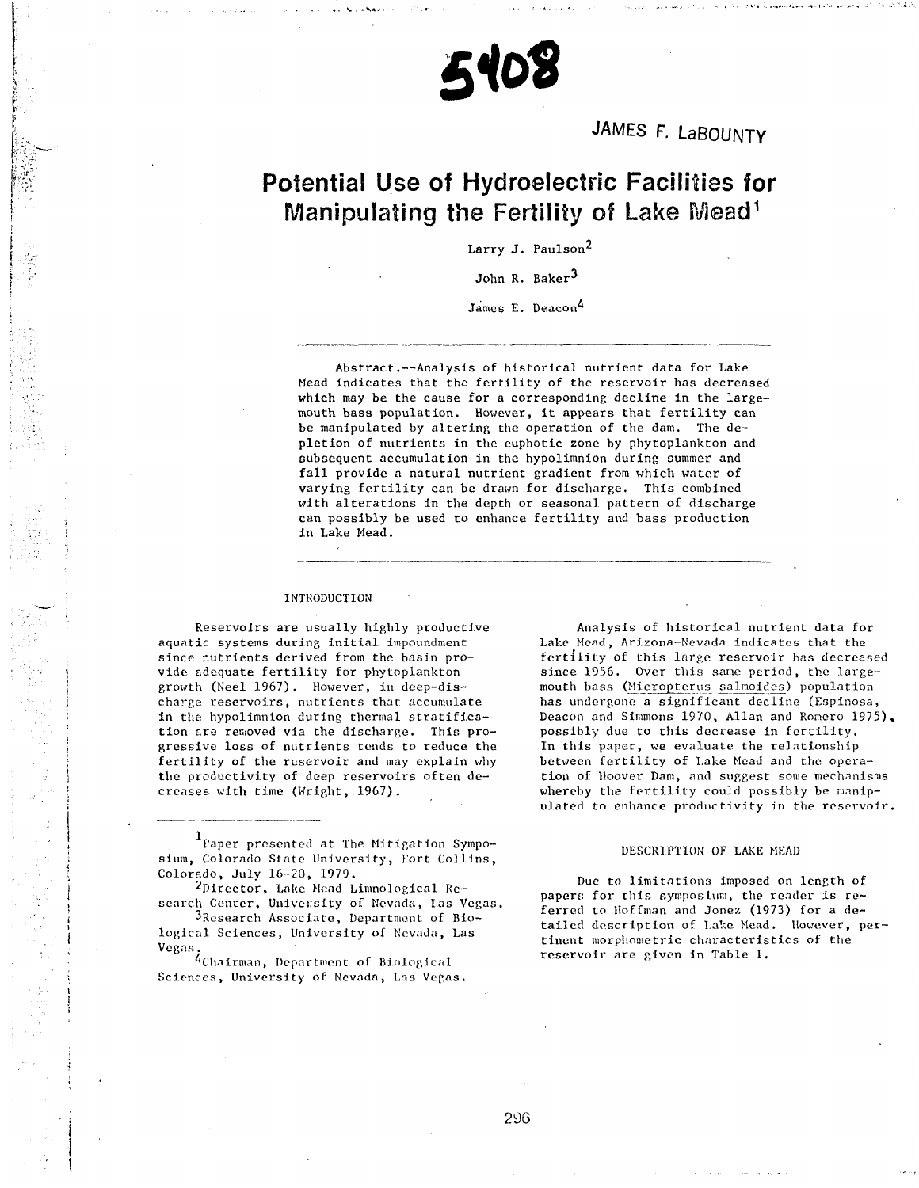5408

JAMES F. LaBOUNTY

# Potential Use of Hydroelectric Facilities for Manipulating the Fertility of Lake Mead[1]

Larry J. Paulson[2]

John R. Baker[3]

James E. Deacon[4]

Abstract.--Analysis of historical nutrient data for Lake Mead indicates that the fertility of the reservoir has decreased which may be the cause for a corresponding decline in the largemouth bass population. However, it appears that fertility can be manipulated by altering the operation of the dam. The depletion of nutrients in the euphotic zone by phytoplankton and subsequent accumulation in the hypolimnion during summer and fall provide a natural nutrient gradient from which water of varying fertility can be drawn for discharge. This combined with alterations in the depth or seasonal pattern of discharge can possibly be used to enhance fertility and bass production in Lake Mead.

## INTRODUCTION

Reservoirs are usually highly productive aquatic systems during initial impoundment since nutrients derived from the basin provide adequate fertility for phytoplankton growth (Neel 1967). However, in deep-discharge reservoirs, nutrients that accumulate in the hypolimnion during thermal stratification are removed via the discharge. This progressive loss of nutrients tends to reduce the fertility of the reservoir and may explain why the productivity of deep reservoirs often decreases with time (Wright, 1967).

Analysis of historical nutrient data for Lake Mead, Arizona-Nevada indicates that the fertility of this large reservoir has decreased since 1956. Over this same period, the largemouth bass (Micropterus salmoides) population has undergone a significant decline (Espinosa, Deacon and Simmons 1970, Allan and Romero 1975), possibly due to this decrease in fertility. In this paper, we evaluate the relationship between fertility of Lake Mead and the operation of Hoover Dam, and suggest some mechanisms whereby the fertility could possibly be manipulated to enhance productivity in the reservoir.

## DESCRIPTION OF LAKE MEAD

Due to limitations imposed on length of papers for this symposium, the reader is referred to Hoffman and Jonez (1973) for a detailed description of Lake Mead. However, pertinent morphometric characteristics of the reservoir are given in Table 1.

---

[1] Paper presented at The Mitigation Symposium, Colorado State University, Fort Collins, Colorado, July 16-20, 1979.

[2] Director, Lake Mead Limnological Research Center, University of Nevada, Las Vegas.

[3] Research Associate, Department of Biological Sciences, University of Nevada, Las Vegas.

[4] Chairman, Department of Biological Sciences, University of Nevada, Las Vegas.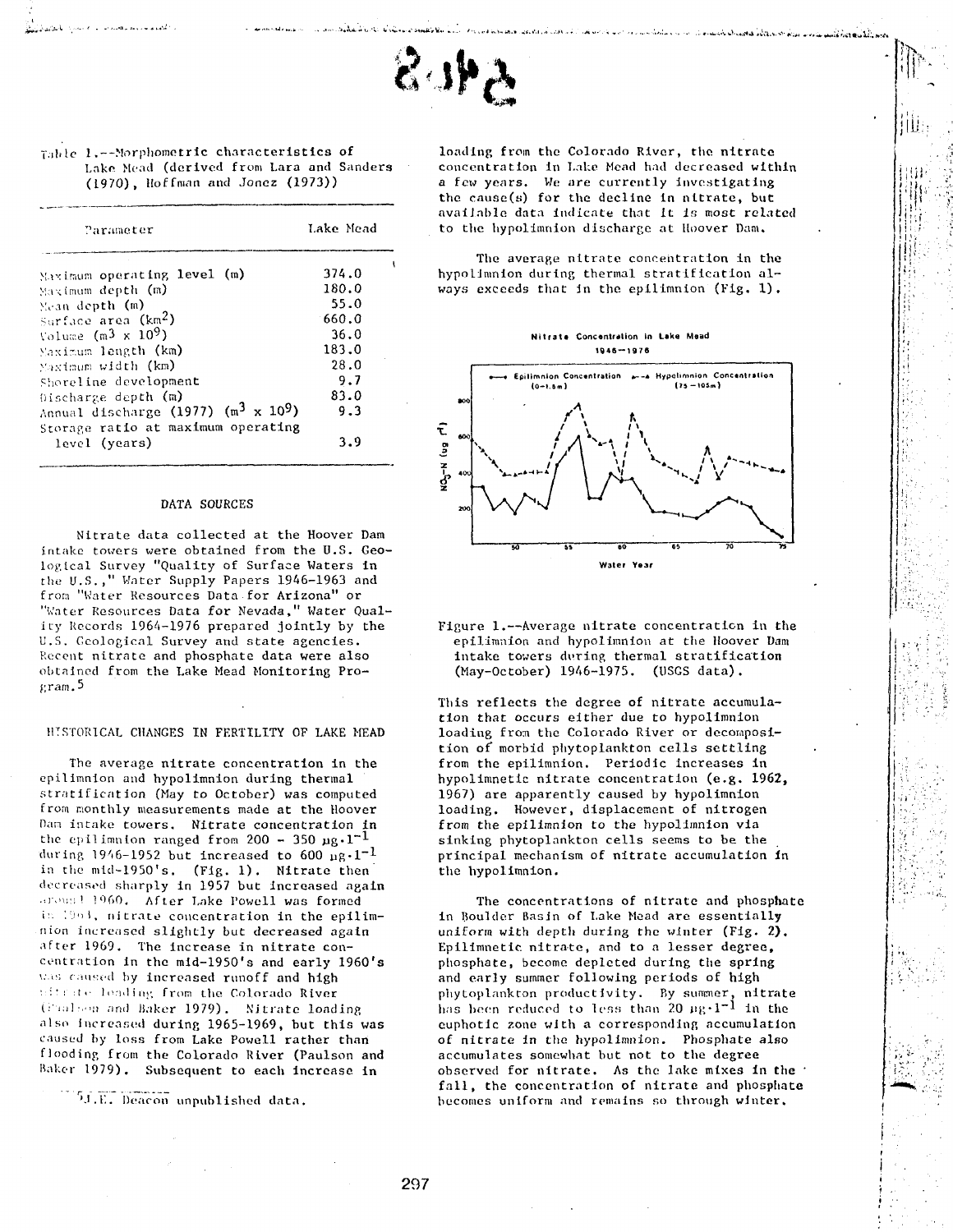Table 1.--Morphometric characteristics of Lake Mead (derived from Lara and Sanders (1970), Hoffman and Jonez (1973))

| Parameter | Lake Mead |
|---|---|
| Maximum operating level (m) | 374.0 |
| Maximum depth (m) | 180.0 |
| Mean depth (m) | 55.0 |
| Surface area ($km^2$) | 660.0 |
| Volume ($m^3 \times 10^9$) | 36.0 |
| Maximum length (km) | 183.0 |
| Maximum width (km) | 28.0 |
| Shoreline development | 9.7 |
| Discharge depth (m) | 83.0 |
| Annual discharge (1977) ($m^3 \times 10^9$) | 9.3 |
| Storage ratio at maximum operating level (years) | 3.9 |

## DATA SOURCES

Nitrate data collected at the Hoover Dam intake towers were obtained from the U.S. Geological Survey "Quality of Surface Waters in the U.S.," Water Supply Papers 1946-1963 and from "Water Resources Data for Arizona" or "Water Resources Data for Nevada," Water Quality Records 1964-1976 prepared jointly by the U.S. Geological Survey and state agencies. Recent nitrate and phosphate data were also obtained from the Lake Mead Monitoring Program.[5]

## HISTORICAL CHANGES IN FERTILITY OF LAKE MEAD

The average nitrate concentration in the epilimnion and hypolimnion during thermal stratification (May to October) was computed from monthly measurements made at the Hoover Dam intake towers. Nitrate concentration in the epilimnion ranged from 200 - 350 $\mu g \cdot l^{-1}$ during 1946-1952 but increased to 600 $\mu g \cdot l^{-1}$ in the mid-1950's. (Fig. 1). Nitrate then decreased sharply in 1957 but increased again around 1960. After Lake Powell was formed in 1964, nitrate concentration in the epilimnion increased slightly but decreased again after 1969. The increase in nitrate concentration in the mid-1950's and early 1960's was caused by increased runoff and high nitrate loading from the Colorado River (Paulson and Baker 1979). Nitrate loading also increased during 1965-1969, but this was caused by loss from Lake Powell rather than flooding from the Colorado River (Paulson and Baker 1979). Subsequent to each increase in loading from the Colorado River, the nitrate concentration in Lake Mead had decreased within a few years. We are currently investigating the cause(s) for the decline in nitrate, but available data indicate that it is most related to the hypolimnion discharge at Hoover Dam.

[5] J.E. Deacon unpublished data.

The average nitrate concentration in the hypolimnion during thermal stratification always exceeds that in the epilimnion (Fig. 1).

Figure 1.--Average nitrate concentration in the epilimnion and hypolimnion at the Hoover Dam intake towers during thermal stratification (May-October) 1946-1975. (USGS data).

This reflects the degree of nitrate accumulation that occurs either due to hypolimnion loading from the Colorado River or decomposition of morbid phytoplankton cells settling from the epilimnion. Periodic increases in hypolimnetic nitrate concentration (e.g. 1962, 1967) are apparently caused by hypolimnion loading. However, displacement of nitrogen from the epilimnion to the hypolimnion via sinking phytoplankton cells seems to be the principal mechanism of nitrate accumulation in the hypolimnion.

The concentrations of nitrate and phosphate in Boulder Basin of Lake Mead are essentially uniform with depth during the winter (Fig. 2). Epilimnetic nitrate, and to a lesser degree, phosphate, become depleted during the spring and early summer following periods of high phytoplankton productivity. By summer, nitrate has been reduced to less than 20 $\mu g \cdot l^{-1}$ in the euphotic zone with a corresponding accumulation of nitrate in the hypolimnion. Phosphate also accumulates somewhat but not to the degree observed for nitrate. As the lake mixes in the fall, the concentration of nitrate and phosphate becomes uniform and remains so through winter.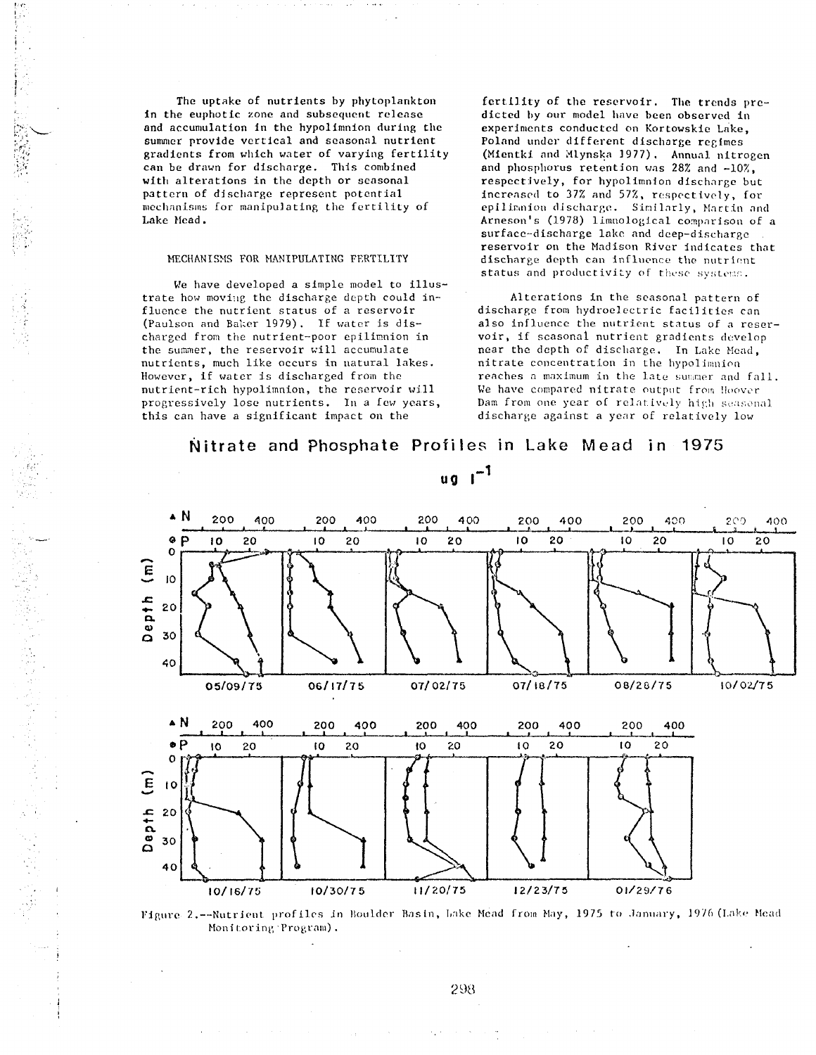The uptake of nutrients by phytoplankton in the euphotic zone and subsequent release and accumulation in the hypolimnion during the summer provide vertical and seasonal nutrient gradients from which water of varying fertility can be drawn for discharge. This combined with alterations in the depth or seasonal pattern of discharge represent potential mechanisms for manipulating the fertility of Lake Mead.

## MECHANISMS FOR MANIPULATING FERTILITY

We have developed a simple model to illustrate how moving the discharge depth could influence the nutrient status of a reservoir (Paulson and Baker 1979). If water is discharged from the nutrient-poor epilimnion in the summer, the reservoir will accumulate nutrients, much like occurs in natural lakes. However, if water is discharged from the nutrient-rich hypolimnion, the reservoir will progressively lose nutrients. In a few years, this can have a significant impact on the fertility of the reservoir. The trends predicted by our model have been observed in experiments conducted on Kortowskie Lake, Poland under different discharge regimes (Mientki and Mlynska 1977). Annual nitrogen and phosphorus retention was 28% and -10%, respectively, for hypolimnion discharge but increased to 37% and 57%, respectively, for epilimnion discharge. Similarly, Martin and Arneson's (1978) limnological comparison of a surface-discharge lake and deep-discharge reservoir on the Madison River indicates that discharge depth can influence the nutrient status and productivity of these systems.

Alterations in the seasonal pattern of discharge from hydroelectric facilities can also influence the nutrient status of a reservoir, if seasonal nutrient gradients develop near the depth of discharge. In Lake Mead, nitrate concentration in the hypolimnion reaches a maximum in the late summer and fall. We have compared nitrate output from Hoover Dam from one year of relatively high seasonal discharge against a year of relatively low

Figure 2.--Nutrient profiles in Boulder Basin, Lake Mead from May, 1975 to January, 1976 (Lake Mead Monitoring Program).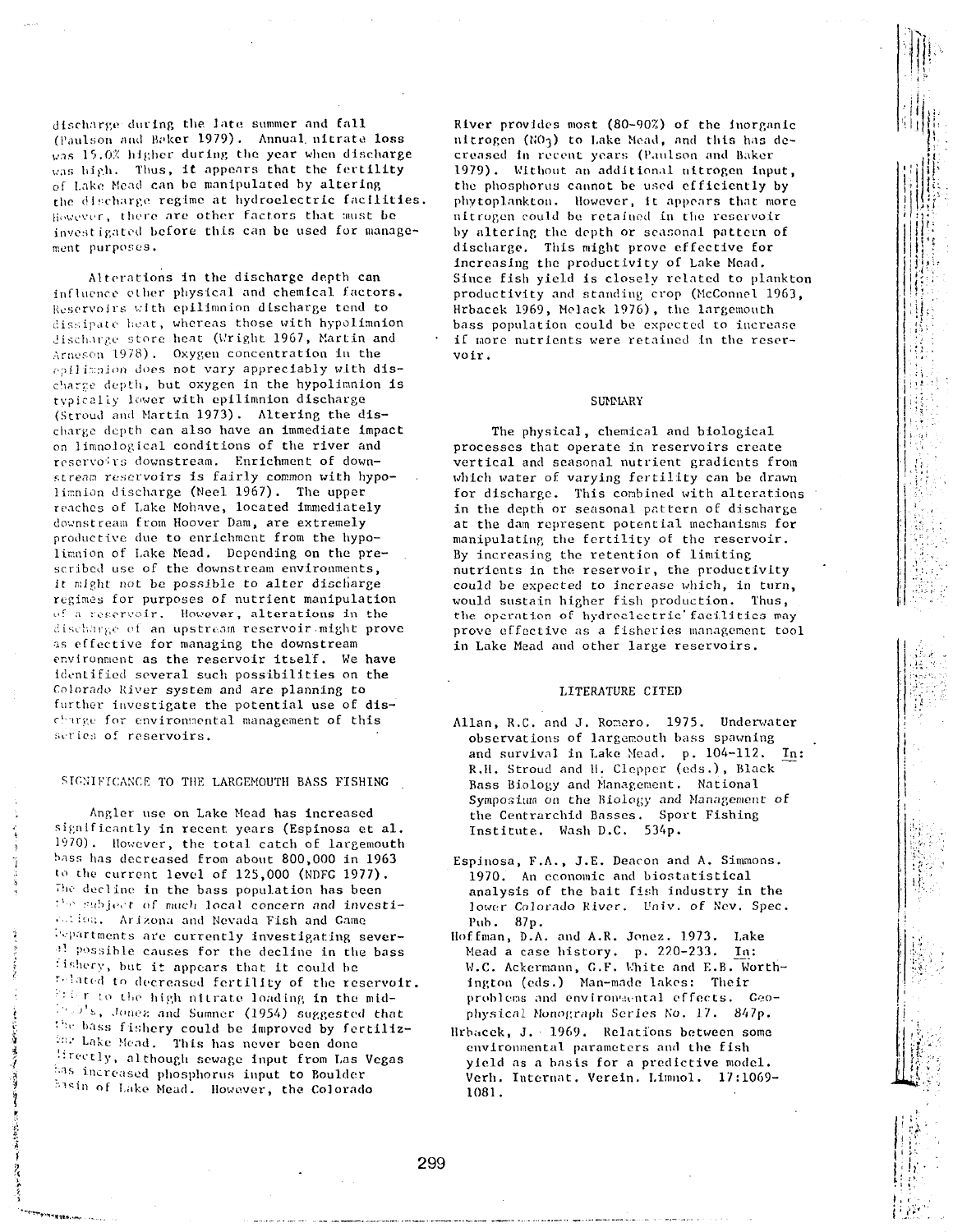discharge during the late summer and fall (Paulson and Baker 1979). Annual nitrate loss was 15.0% higher during the year when discharge was high. Thus, it appears that the fertility of Lake Mead can be manipulated by altering the discharge regime at hydroelectric facilities. However, there are other factors that must be investigated before this can be used for management purposes.

Alterations in the discharge depth can influence other physical and chemical factors. Reservoirs with epilimnion discharge tend to dissipate heat, whereas those with hypolimnion discharge store heat (Wright 1967, Martin and Arneson 1978). Oxygen concentration in the epilimnion does not vary appreciably with discharge depth, but oxygen in the hypolimnion is typically lower with epilimnion discharge (Stroud and Martin 1973). Altering the discharge depth can also have an immediate impact on limnological conditions of the river and reservoirs downstream. Enrichment of downstream reservoirs is fairly common with hypolimnion discharge (Neel 1967). The upper reaches of Lake Mohave, located immediately downstream from Hoover Dam, are extremely productive due to enrichment from the hypolimnion of Lake Mead. Depending on the prescribed use of the downstream environments, it might not be possible to alter discharge regimes for purposes of nutrient manipulation of a reservoir. However, alterations in the discharge of an upstream reservoir might prove as effective for managing the downstream environment as the reservoir itself. We have identified several such possibilities on the Colorado River system and are planning to further investigate the potential use of discharge for environmental management of this series of reservoirs.

## SIGNIFICANCE TO THE LARGEMOUTH BASS FISHING

Angler use on Lake Mead has increased significantly in recent years (Espinosa et al. 1970). However, the total catch of largemouth bass has decreased from about 800,000 in 1963 to the current level of 125,000 (NDFG 1977). The decline in the bass population has been the subject of much local concern and investigation. Arizona and Nevada Fish and Game Departments are currently investigating several possible causes for the decline in the bass fishery, but it appears that it could be related to decreased fertility of the reservoir. Prior to the high nitrate loading in the mid-1970's, Jonez and Sumner (1954) suggested that the bass fishery could be improved by fertilizing Lake Mead. This has never been done directly, although sewage input from Las Vegas has increased phosphorus input to Boulder Basin of Lake Mead. However, the Colorado River provides most (80-90%) of the inorganic nitrogen ($NO_3$) to Lake Mead, and this has decreased in recent years (Paulson and Baker 1979). Without an additional nitrogen input, the phosphorus cannot be used efficiently by phytoplankton. However, it appears that more nitrogen could be retained in the reservoir by altering the depth or seasonal pattern of discharge. This might prove effective for increasing the productivity of Lake Mead. Since fish yield is closely related to plankton productivity and standing crop (McConnel 1963, Hrbacek 1969, Melack 1976), the largemouth bass population could be expected to increase if more nutrients were retained in the reservoir.

## SUMMARY

The physical, chemical and biological processes that operate in reservoirs create vertical and seasonal nutrient gradients from which water of varying fertility can be drawn for discharge. This combined with alterations in the depth or seasonal pattern of discharge at the dam represent potential mechanisms for manipulating the fertility of the reservoir. By increasing the retention of limiting nutrients in the reservoir, the productivity could be expected to increase which, in turn, would sustain higher fish production. Thus, the operation of hydroelectric facilities may prove effective as a fisheries management tool in Lake Mead and other large reservoirs.

## LITERATURE CITED

Allan, R.C. and J. Romero. 1975. Underwater observations of largemouth bass spawning and survival in Lake Mead. p. 104-112. In: R.H. Stroud and H. Clepper (eds.), Black Bass Biology and Management. National Symposium on the Biology and Management of the Centrarchid Basses. Sport Fishing Institute. Wash D.C. 534p.

Espinosa, F.A., J.E. Deacon and A. Simmons. 1970. An economic and biostatistical analysis of the bait fish industry in the lower Colorado River. Univ. of Nev. Spec. Pub. 87p.

Hoffman, D.A. and A.R. Jonez. 1973. Lake Mead a case history. p. 220-233. In: W.C. Ackermann, G.F. White and E.B. Worthington (eds.) Man-made lakes: Their problems and environmental effects. Geophysical Monograph Series No. 17. 847p.

Hrbacek, J. 1969. Relations between some environmental parameters and the fish yield as a basis for a predictive model. Verh. Internat. Verein. Limnol. 17:1069-1081.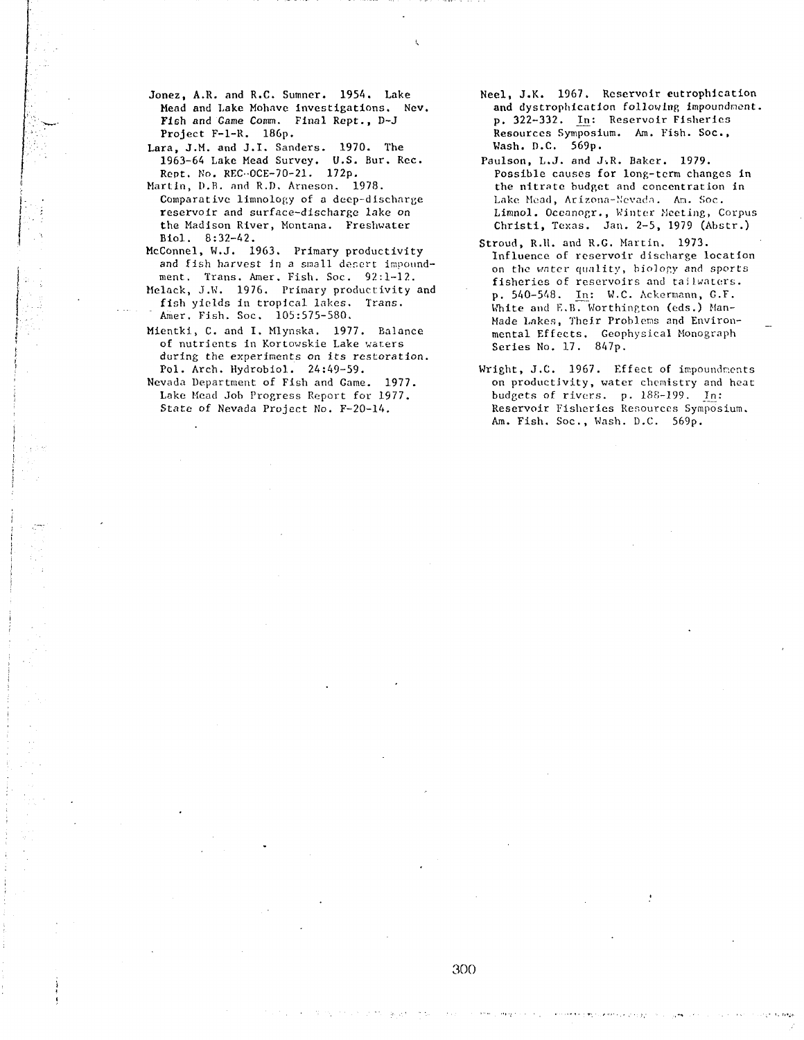Jonez, A.R. and R.C. Sumner. 1954. Lake Mead and Lake Mohave investigations. Nev. Fish and Game Comm. Final Rept., D-J Project F-1-R. 186p.

Lara, J.M. and J.I. Sanders. 1970. The 1963-64 Lake Mead Survey. U.S. Bur. Rec. Rept. No. REC-OCE-70-21. 172p.

Martin, D.B. and R.D. Arneson. 1978. Comparative limnology of a deep-discharge reservoir and surface-discharge lake on the Madison River, Montana. Freshwater Biol. 8:32-42.

McConnel, W.J. 1963. Primary productivity and fish harvest in a small desert impoundment. Trans. Amer. Fish. Soc. 92:1-12.

Melack, J.W. 1976. Primary productivity and fish yields in tropical lakes. Trans. Amer. Fish. Soc. 105:575-580.

Mientki, C. and I. Mlynska. 1977. Balance of nutrients in Kortowskie Lake waters during the experiments on its restoration. Pol. Arch. Hydrobiol. 24:49-59.

Nevada Department of Fish and Game. 1977. Lake Mead Job Progress Report for 1977. State of Nevada Project No. F-20-14.

Neel, J.K. 1967. Reservoir eutrophication and dystrophication following impoundment. p. 322-332. In: Reservoir Fisheries Resources Symposium. Am. Fish. Soc., Wash. D.C. 569p.

Paulson, L.J. and J.R. Baker. 1979. Possible causes for long-term changes in the nitrate budget and concentration in Lake Mead, Arizona-Nevada. Am. Soc. Limnol. Oceanogr., Winter Meeting, Corpus Christi, Texas. Jan. 2-5, 1979 (Abstr.)

Stroud, R.H. and R.G. Martin. 1973. Influence of reservoir discharge location on the water quality, biology and sports fisheries of reservoirs and tailwaters. p. 540-548. In: W.C. Ackermann, G.F. White and E.B. Worthington (eds.) Man-Made Lakes, Their Problems and Environmental Effects. Geophysical Monograph Series No. 17. 847p.

Wright, J.C. 1967. Effect of impoundments on productivity, water chemistry and heat budgets of rivers. p. 188-199. In: Reservoir Fisheries Resources Symposium. Am. Fish. Soc., Wash. D.C. 569p.